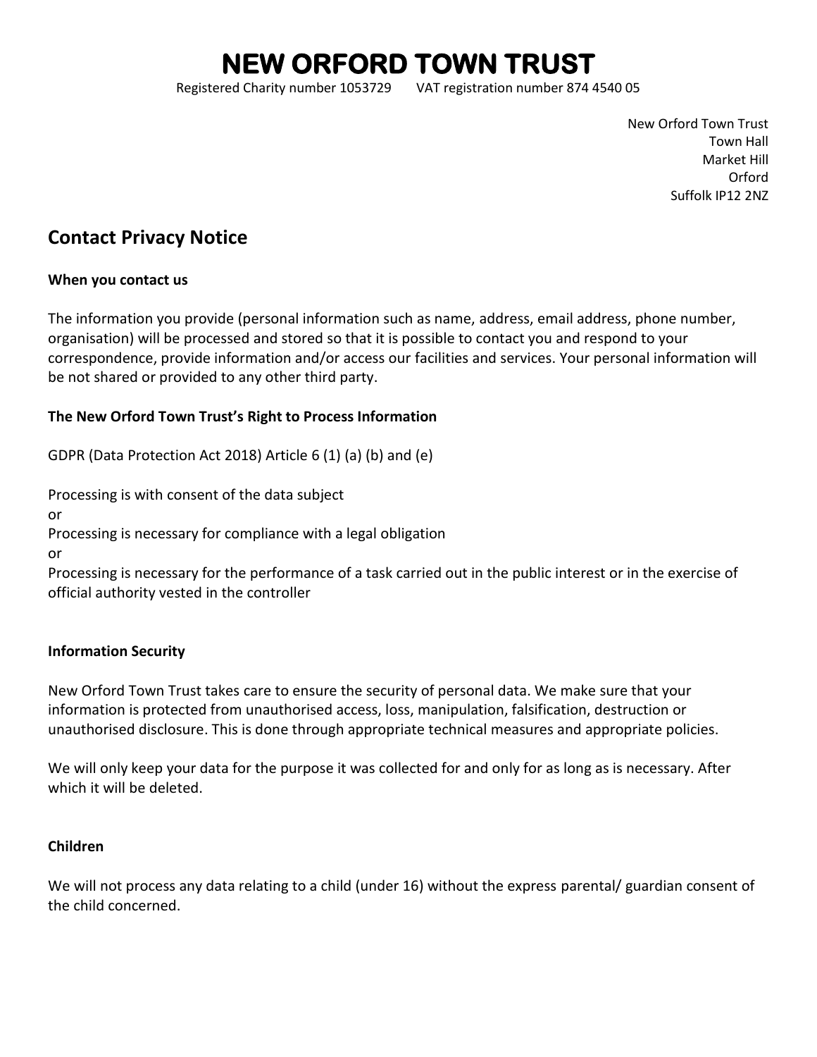# NEW ORFORD TOWN TRUST

Registered Charity number 1053729 VAT registration number 874 4540 05

New Orford Town Trust
Town Hall
Market Hill
Orford
Suffolk IP12 2NZ

## Contact Privacy Notice

**When you contact us**

The information you provide (personal information such as name, address, email address, phone number, organisation) will be processed and stored so that it is possible to contact you and respond to your correspondence, provide information and/or access our facilities and services. Your personal information will be not shared or provided to any other third party.

**The New Orford Town Trust's Right to Process Information**

GDPR (Data Protection Act 2018) Article 6 (1) (a) (b) and (e)

Processing is with consent of the data subject
or
Processing is necessary for compliance with a legal obligation
or
Processing is necessary for the performance of a task carried out in the public interest or in the exercise of official authority vested in the controller

**Information Security**

New Orford Town Trust takes care to ensure the security of personal data. We make sure that your information is protected from unauthorised access, loss, manipulation, falsification, destruction or unauthorised disclosure. This is done through appropriate technical measures and appropriate policies.

We will only keep your data for the purpose it was collected for and only for as long as is necessary. After which it will be deleted.

**Children**

We will not process any data relating to a child (under 16) without the express parental/ guardian consent of the child concerned.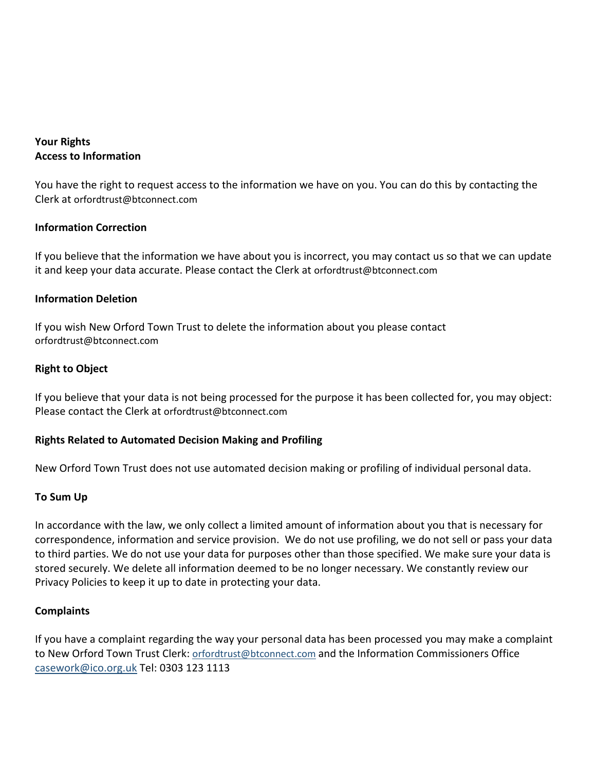**Your Rights**
**Access to Information**

You have the right to request access to the information we have on you. You can do this by contacting the Clerk at orfordtrust@btconnect.com

**Information Correction**

If you believe that the information we have about you is incorrect, you may contact us so that we can update it and keep your data accurate. Please contact the Clerk at orfordtrust@btconnect.com

**Information Deletion**

If you wish New Orford Town Trust to delete the information about you please contact orfordtrust@btconnect.com

**Right to Object**

If you believe that your data is not being processed for the purpose it has been collected for, you may object: Please contact the Clerk at orfordtrust@btconnect.com

**Rights Related to Automated Decision Making and Profiling**

New Orford Town Trust does not use automated decision making or profiling of individual personal data.

**To Sum Up**

In accordance with the law, we only collect a limited amount of information about you that is necessary for correspondence, information and service provision. We do not use profiling, we do not sell or pass your data to third parties. We do not use your data for purposes other than those specified. We make sure your data is stored securely. We delete all information deemed to be no longer necessary. We constantly review our Privacy Policies to keep it up to date in protecting your data.

**Complaints**

If you have a complaint regarding the way your personal data has been processed you may make a complaint to New Orford Town Trust Clerk: orfordtrust@btconnect.com and the Information Commissioners Office casework@ico.org.uk Tel: 0303 123 1113